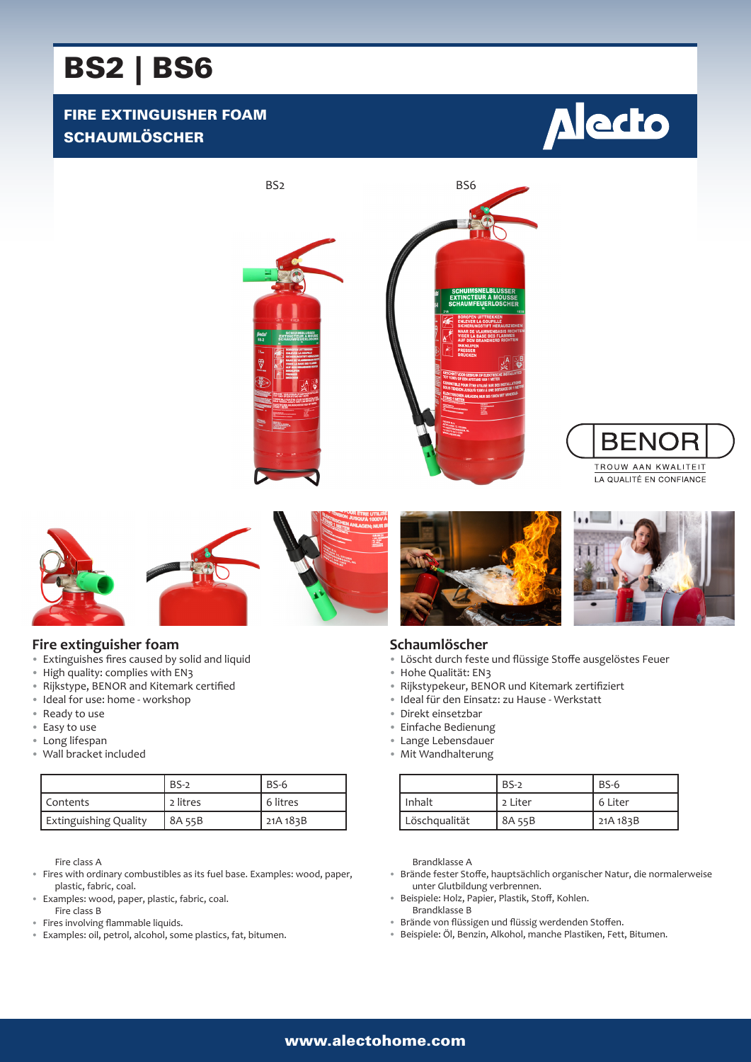# BS2 | BS6

## FIRE EXTINGUISHER FOAM
## SCHAUMLÖSCHER

BS2

BS6

BENOR

TROUW AAN KWALITEIT
LA QUALITÉ EN CONFIANCE

### Fire extinguisher foam

- Extinguishes fires caused by solid and liquid
- High quality: complies with EN3
- Rijkstype, BENOR and Kitemark certified
- Ideal for use: home - workshop
- Ready to use
- Easy to use
- Long lifespan
- Wall bracket included

| | BS-2 | BS-6 |
|---|---|---|
| Contents | 2 litres | 6 litres |
| Extinguishing Quality | 8A 55B | 21A 183B |

Fire class A

- Fires with ordinary combustibles as its fuel base. Examples: wood, paper, plastic, fabric, coal.
- Examples: wood, paper, plastic, fabric, coal.

Fire class B

- Fires involving flammable liquids.
- Examples: oil, petrol, alcohol, some plastics, fat, bitumen.

### Schaumlöscher

- Löscht durch feste und flüssige Stoffe ausgelöstes Feuer
- Hohe Qualität: EN3
- Rijkstypekeur, BENOR und Kitemark zertifiziert
- Ideal für den Einsatz: zu Hause - Werkstatt
- Direkt einsetzbar
- Einfache Bedienung
- Lange Lebensdauer
- Mit Wandhalterung

| | BS-2 | BS-6 |
|---|---|---|
| Inhalt | 2 Liter | 6 Liter |
| Löschqualität | 8A 55B | 21A 183B |

Brandklasse A

- Brände fester Stoffe, hauptsächlich organischer Natur, die normalerweise unter Glutbildung verbrennen.
- Beispiele: Holz, Papier, Plastik, Stoff, Kohlen.

Brandklasse B

- Brände von flüssigen und flüssig werdenden Stoffen.
- Beispiele: Öl, Benzin, Alkohol, manche Plastiken, Fett, Bitumen.

**www.alectohome.com**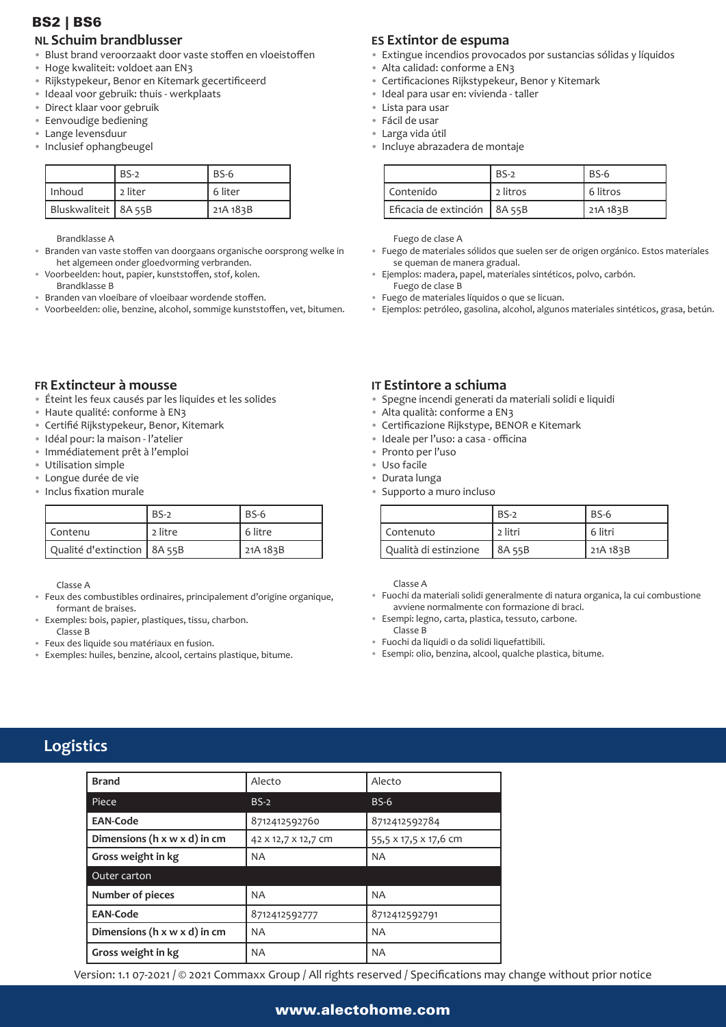# BS2 | BS6

## NL Schuim brandblusser

- Blust brand veroorzaakt door vaste stoffen en vloeistoffen
- Hoge kwaliteit: voldoet aan EN3
- Rijkstypekeur, Benor en Kitemark gecertificeerd
- Ideaal voor gebruik: thuis - werkplaats
- Direct klaar voor gebruik
- Eenvoudige bediening
- Lange levensduur
- Inclusief ophangbeugel

| | BS-2 | BS-6 |
|---|---|---|
| Inhoud | 2 liter | 6 liter |
| Bluskwaliteit | 8A 55B | 21A 183B |

Brandklasse A
- Branden van vaste stoffen van doorgaans organische oorsprong welke in het algemeen onder gloedvorming verbranden.
- Voorbeelden: hout, papier, kunststoffen, stof, kolen.

Brandklasse B
- Branden van vloeibare of vloeibaar wordende stoffen.
- Voorbeelden: olie, benzine, alcohol, sommige kunststoffen, vet, bitumen.

## ES Extintor de espuma

- Extingue incendios provocados por sustancias sólidas y líquidos
- Alta calidad: conforme a EN3
- Certificaciones Rijkstypekeur, Benor y Kitemark
- Ideal para usar en: vivienda - taller
- Lista para usar
- Fácil de usar
- Larga vida útil
- Incluye abrazadera de montaje

| | BS-2 | BS-6 |
|---|---|---|
| Contenido | 2 litros | 6 litros |
| Eficacia de extinción | 8A 55B | 21A 183B |

Fuego de clase A
- Fuego de materiales sólidos que suelen ser de origen orgánico. Estos materiales se queman de manera gradual.
- Ejemplos: madera, papel, materiales sintéticos, polvo, carbón.

Fuego de clase B
- Fuego de materiales líquidos o que se licuan.
- Ejemplos: petróleo, gasolina, alcohol, algunos materiales sintéticos, grasa, betún.

## FR Extincteur à mousse

- Éteint les feux causés par les liquides et les solides
- Haute qualité: conforme à EN3
- Certifié Rijkstypekeur, Benor, Kitemark
- Idéal pour: la maison - l'atelier
- Immédiatement prêt à l'emploi
- Utilisation simple
- Longue durée de vie
- Inclus fixation murale

| | BS-2 | BS-6 |
|---|---|---|
| Contenu | 2 litre | 6 litre |
| Qualité d'extinction | 8A 55B | 21A 183B |

Classe A
- Feux des combustibles ordinaires, principalement d'origine organique, formant de braises.
- Exemples: bois, papier, plastiques, tissu, charbon.

Classe B
- Feux des liquide sou matériaux en fusion.
- Exemples: huiles, benzine, alcool, certains plastique, bitume.

## IT Estintore a schiuma

- Spegne incendi generati da materiali solidi e liquidi
- Alta qualità: conforme a EN3
- Certificazione Rijkstype, BENOR e Kitemark
- Ideale per l'uso: a casa - officina
- Pronto per l'uso
- Uso facile
- Durata lunga
- Supporto a muro incluso

| | BS-2 | BS-6 |
|---|---|---|
| Contenuto | 2 litri | 6 litri |
| Qualità di estinzione | 8A 55B | 21A 183B |

Classe A
- Fuochi da materiali solidi generalmente di natura organica, la cui combustione avviene normalmente con formazione di braci.
- Esempi: legno, carta, plastica, tessuto, carbone.

Classe B
- Fuochi da liquidi o da solidi liquefattibili.
- Esempi: olio, benzina, alcool, qualche plastica, bitume.

## Logistics

| **Brand** | Alecto | Alecto |
|---|---|---|
| Piece | BS-2 | BS-6 |
| **EAN-Code** | 8712412592760 | 8712412592784 |
| **Dimensions (h x w x d) in cm** | 42 x 12,7 x 12,7 cm | 55,5 x 17,5 x 17,6 cm |
| **Gross weight in kg** | NA | NA |
| Outer carton | | |
| **Number of pieces** | NA | NA |
| **EAN-Code** | 8712412592777 | 8712412592791 |
| **Dimensions (h x w x d) in cm** | NA | NA |
| **Gross weight in kg** | NA | NA |

Version: 1.1 07-2021 / © 2021 Commaxx Group / All rights reserved / Specifications may change without prior notice

www.alectohome.com